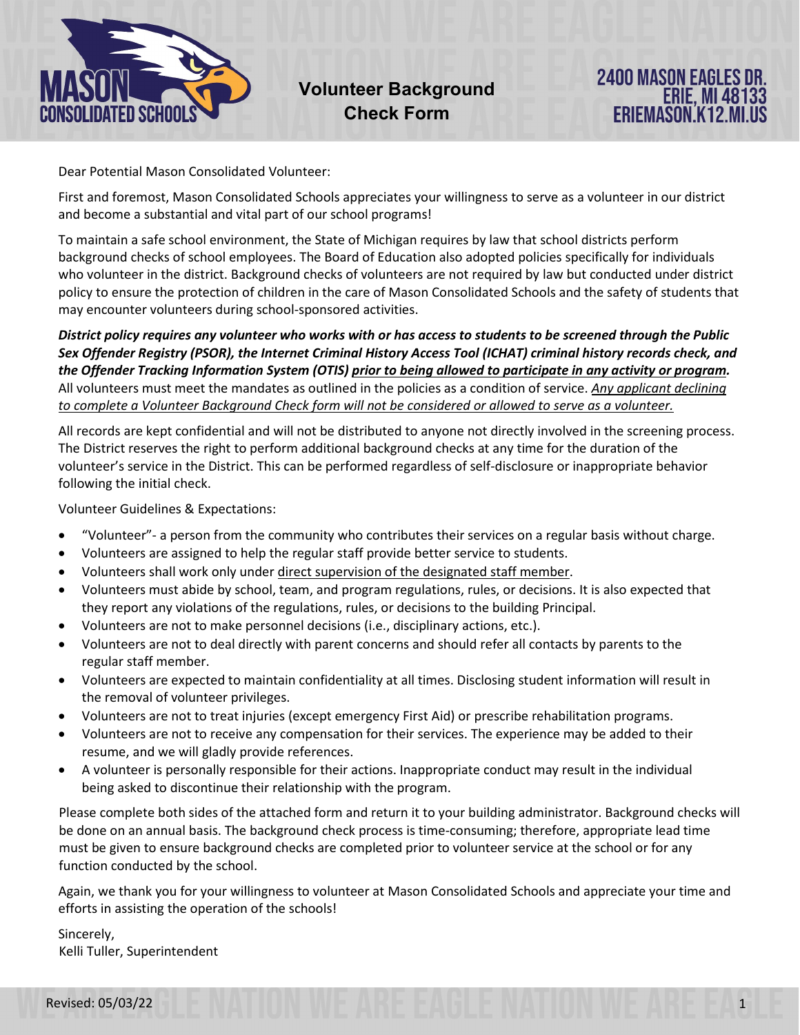MASON CONSOLIDATED SCHOOLS

# Volunteer Background Check Form

2400 MASON EAGLES DR.
ERIE, MI 48133
ERIEMASON.K12.MI.US

Dear Potential Mason Consolidated Volunteer:

First and foremost, Mason Consolidated Schools appreciates your willingness to serve as a volunteer in our district and become a substantial and vital part of our school programs!

To maintain a safe school environment, the State of Michigan requires by law that school districts perform background checks of school employees. The Board of Education also adopted policies specifically for individuals who volunteer in the district. Background checks of volunteers are not required by law but conducted under district policy to ensure the protection of children in the care of Mason Consolidated Schools and the safety of students that may encounter volunteers during school-sponsored activities.

***District policy requires any volunteer who works with or has access to students to be screened through the Public Sex Offender Registry (PSOR), the Internet Criminal History Access Tool (ICHAT) criminal history records check, and the Offender Tracking Information System (OTIS) <u>prior to being allowed to participate in any activity or program</u>.*** All volunteers must meet the mandates as outlined in the policies as a condition of service. *<u>Any applicant declining to complete a Volunteer Background Check form will not be considered or allowed to serve as a volunteer.</u>*

All records are kept confidential and will not be distributed to anyone not directly involved in the screening process. The District reserves the right to perform additional background checks at any time for the duration of the volunteer's service in the District. This can be performed regardless of self-disclosure or inappropriate behavior following the initial check.

Volunteer Guidelines & Expectations:

- "Volunteer"- a person from the community who contributes their services on a regular basis without charge.
- Volunteers are assigned to help the regular staff provide better service to students.
- Volunteers shall work only under <u>direct supervision of the designated staff member</u>.
- Volunteers must abide by school, team, and program regulations, rules, or decisions. It is also expected that they report any violations of the regulations, rules, or decisions to the building Principal.
- Volunteers are not to make personnel decisions (i.e., disciplinary actions, etc.).
- Volunteers are not to deal directly with parent concerns and should refer all contacts by parents to the regular staff member.
- Volunteers are expected to maintain confidentiality at all times. Disclosing student information will result in the removal of volunteer privileges.
- Volunteers are not to treat injuries (except emergency First Aid) or prescribe rehabilitation programs.
- Volunteers are not to receive any compensation for their services. The experience may be added to their resume, and we will gladly provide references.
- A volunteer is personally responsible for their actions. Inappropriate conduct may result in the individual being asked to discontinue their relationship with the program.

Please complete both sides of the attached form and return it to your building administrator. Background checks will be done on an annual basis. The background check process is time-consuming; therefore, appropriate lead time must be given to ensure background checks are completed prior to volunteer service at the school or for any function conducted by the school.

Again, we thank you for your willingness to volunteer at Mason Consolidated Schools and appreciate your time and efforts in assisting the operation of the schools!

Sincerely,
Kelli Tuller, Superintendent

Revised: 05/03/22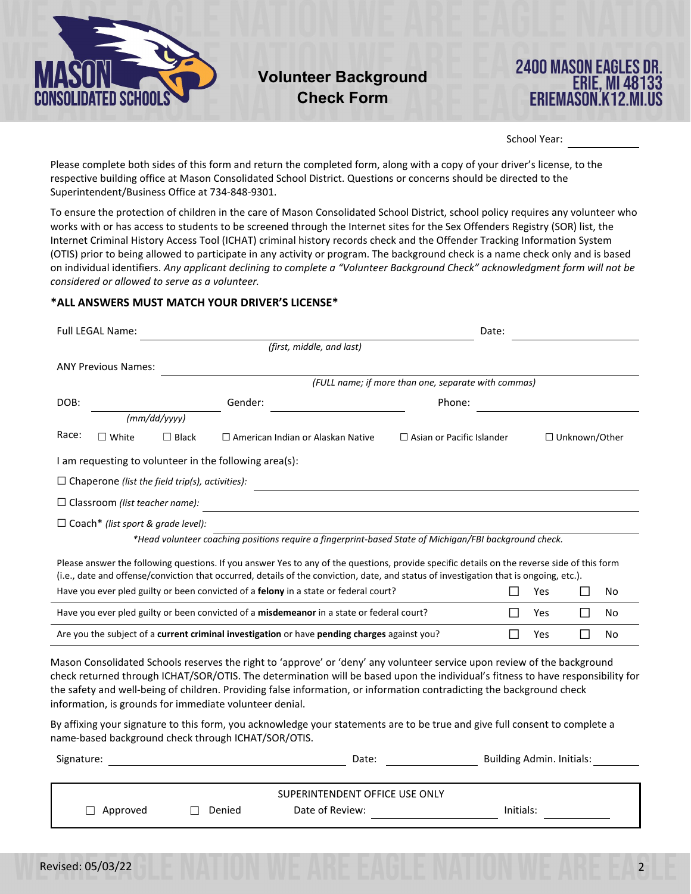MASON CONSOLIDATED SCHOOLS

# Volunteer Background Check Form

2400 MASON EAGLES DR.
ERIE, MI 48133
ERIEMASON.K12.MI.US

School Year: ____________

Please complete both sides of this form and return the completed form, along with a copy of your driver's license, to the respective building office at Mason Consolidated School District. Questions or concerns should be directed to the Superintendent/Business Office at 734-848-9301.

To ensure the protection of children in the care of Mason Consolidated School District, school policy requires any volunteer who works with or has access to students to be screened through the Internet sites for the Sex Offenders Registry (SOR) list, the Internet Criminal History Access Tool (ICHAT) criminal history records check and the Offender Tracking Information System (OTIS) prior to being allowed to participate in any activity or program. The background check is a name check only and is based on individual identifiers. *Any applicant declining to complete a "Volunteer Background Check" acknowledgment form will not be considered or allowed to serve as a volunteer.*

**\*ALL ANSWERS MUST MATCH YOUR DRIVER'S LICENSE\***

Full LEGAL Name: ____________________________ Date: ____________
*(first, middle, and last)*

ANY Previous Names: ____________________________
*(FULL name; if more than one, separate with commas)*

DOB: ____________ *(mm/dd/yyyy)* Gender: ____________ Phone: ____________

Race: ☐ White ☐ Black ☐ American Indian or Alaskan Native ☐ Asian or Pacific Islander ☐ Unknown/Other

I am requesting to volunteer in the following area(s):

☐ Chaperone *(list the field trip(s), activities):* ____________________________

☐ Classroom *(list teacher name):* ____________________________

☐ Coach\* *(list sport & grade level):* ____________________________

*\*Head volunteer coaching positions require a fingerprint-based State of Michigan/FBI background check.*

Please answer the following questions. If you answer Yes to any of the questions, provide specific details on the reverse side of this form (i.e., date and offense/conviction that occurred, details of the conviction, date, and status of investigation that is ongoing, etc.).

| Question | Yes | No |
|---|---|---|
| Have you ever pled guilty or been convicted of a **felony** in a state or federal court? | ☐ Yes | ☐ No |
| Have you ever pled guilty or been convicted of a **misdemeanor** in a state or federal court? | ☐ Yes | ☐ No |
| Are you the subject of a **current criminal investigation** or have **pending charges** against you? | ☐ Yes | ☐ No |

Mason Consolidated Schools reserves the right to 'approve' or 'deny' any volunteer service upon review of the background check returned through ICHAT/SOR/OTIS. The determination will be based upon the individual's fitness to have responsibility for the safety and well-being of children. Providing false information, or information contradicting the background check information, is grounds for immediate volunteer denial.

By affixing your signature to this form, you acknowledge your statements are to be true and give full consent to complete a name-based background check through ICHAT/SOR/OTIS.

Signature: ____________________ Date: ____________ Building Admin. Initials: ________

SUPERINTENDENT OFFICE USE ONLY

☐ Approved ☐ Denied Date of Review: ____________ Initials: ________

Revised: 05/03/22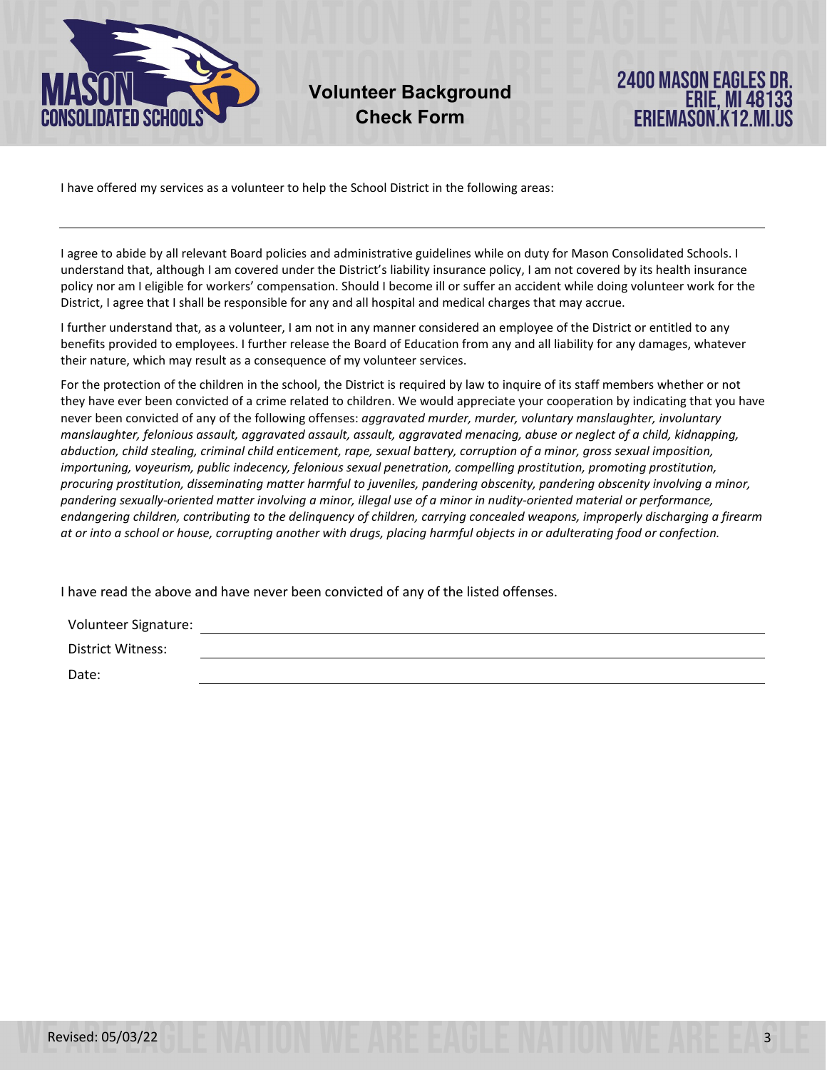# Volunteer Background Check Form

MASON CONSOLIDATED SCHOOLS

2400 MASON EAGLES DR.
ERIE, MI 48133
ERIEMASON.K12.MI.US

I have offered my services as a volunteer to help the School District in the following areas:

\_\_\_\_\_\_\_\_\_\_\_\_\_\_\_\_\_\_\_\_\_\_\_\_\_\_\_\_\_\_\_\_\_\_\_\_\_\_\_\_\_\_\_\_\_\_\_\_\_\_\_\_\_\_\_\_\_\_\_\_\_\_\_\_\_\_\_\_\_\_\_\_

I agree to abide by all relevant Board policies and administrative guidelines while on duty for Mason Consolidated Schools. I understand that, although I am covered under the District's liability insurance policy, I am not covered by its health insurance policy nor am I eligible for workers' compensation. Should I become ill or suffer an accident while doing volunteer work for the District, I agree that I shall be responsible for any and all hospital and medical charges that may accrue.

I further understand that, as a volunteer, I am not in any manner considered an employee of the District or entitled to any benefits provided to employees. I further release the Board of Education from any and all liability for any damages, whatever their nature, which may result as a consequence of my volunteer services.

For the protection of the children in the school, the District is required by law to inquire of its staff members whether or not they have ever been convicted of a crime related to children. We would appreciate your cooperation by indicating that you have never been convicted of any of the following offenses: *aggravated murder, murder, voluntary manslaughter, involuntary manslaughter, felonious assault, aggravated assault, assault, aggravated menacing, abuse or neglect of a child, kidnapping, abduction, child stealing, criminal child enticement, rape, sexual battery, corruption of a minor, gross sexual imposition, importuning, voyeurism, public indecency, felonious sexual penetration, compelling prostitution, promoting prostitution, procuring prostitution, disseminating matter harmful to juveniles, pandering obscenity, pandering obscenity involving a minor, pandering sexually-oriented matter involving a minor, illegal use of a minor in nudity-oriented material or performance, endangering children, contributing to the delinquency of children, carrying concealed weapons, improperly discharging a firearm at or into a school or house, corrupting another with drugs, placing harmful objects in or adulterating food or confection.*

I have read the above and have never been convicted of any of the listed offenses.

Volunteer Signature: \_\_\_\_\_\_\_\_\_\_\_\_\_\_\_\_\_\_\_\_\_\_\_\_\_\_\_\_\_\_\_\_\_\_\_\_\_\_\_\_

District Witness: \_\_\_\_\_\_\_\_\_\_\_\_\_\_\_\_\_\_\_\_\_\_\_\_\_\_\_\_\_\_\_\_\_\_\_\_\_\_\_\_

Date: \_\_\_\_\_\_\_\_\_\_\_\_\_\_\_\_\_\_\_\_\_\_\_\_\_\_\_\_\_\_\_\_\_\_\_\_\_\_\_\_

Revised: 05/03/22